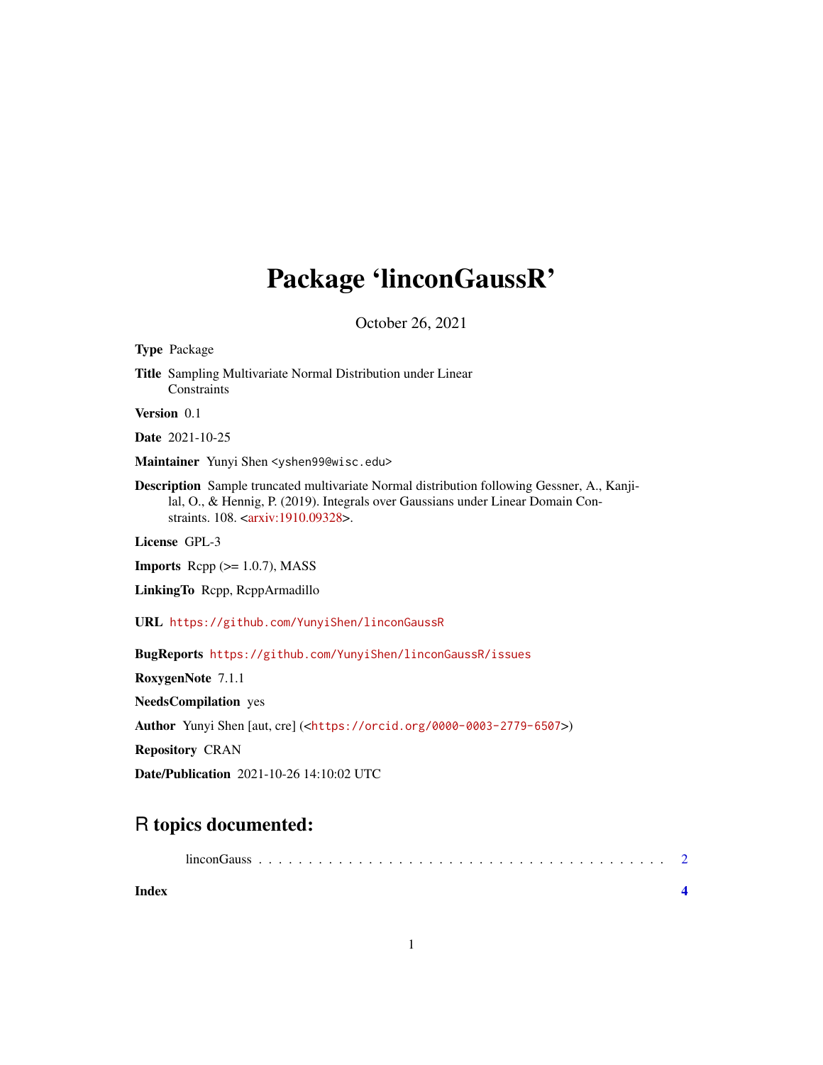# Package 'linconGaussR'

October 26, 2021

**Type** Package

**Title** Sampling Multivariate Normal Distribution under Linear Constraints

**Version** 0.1

**Date** 2021-10-25

**Maintainer** Yunyi Shen <yshen99@wisc.edu>

**Description** Sample truncated multivariate Normal distribution following Gessner, A., Kanjilal, O., & Hennig, P. (2019). Integrals over Gaussians under Linear Domain Constraints. 108. <arxiv:1910.09328>.

**License** GPL-3

**Imports** Rcpp (>= 1.0.7), MASS

**LinkingTo** Rcpp, RcppArmadillo

**URL** https://github.com/YunyiShen/linconGaussR

**BugReports** https://github.com/YunyiShen/linconGaussR/issues

**RoxygenNote** 7.1.1

**NeedsCompilation** yes

**Author** Yunyi Shen [aut, cre] (<https://orcid.org/0000-0003-2779-6507>)

**Repository** CRAN

**Date/Publication** 2021-10-26 14:10:02 UTC

## R topics documented:

linconGauss . . . . . . . . . . . . . . . . . . . . . . . . . . . . . . . . . . . . . . . . 2

**Index** **4**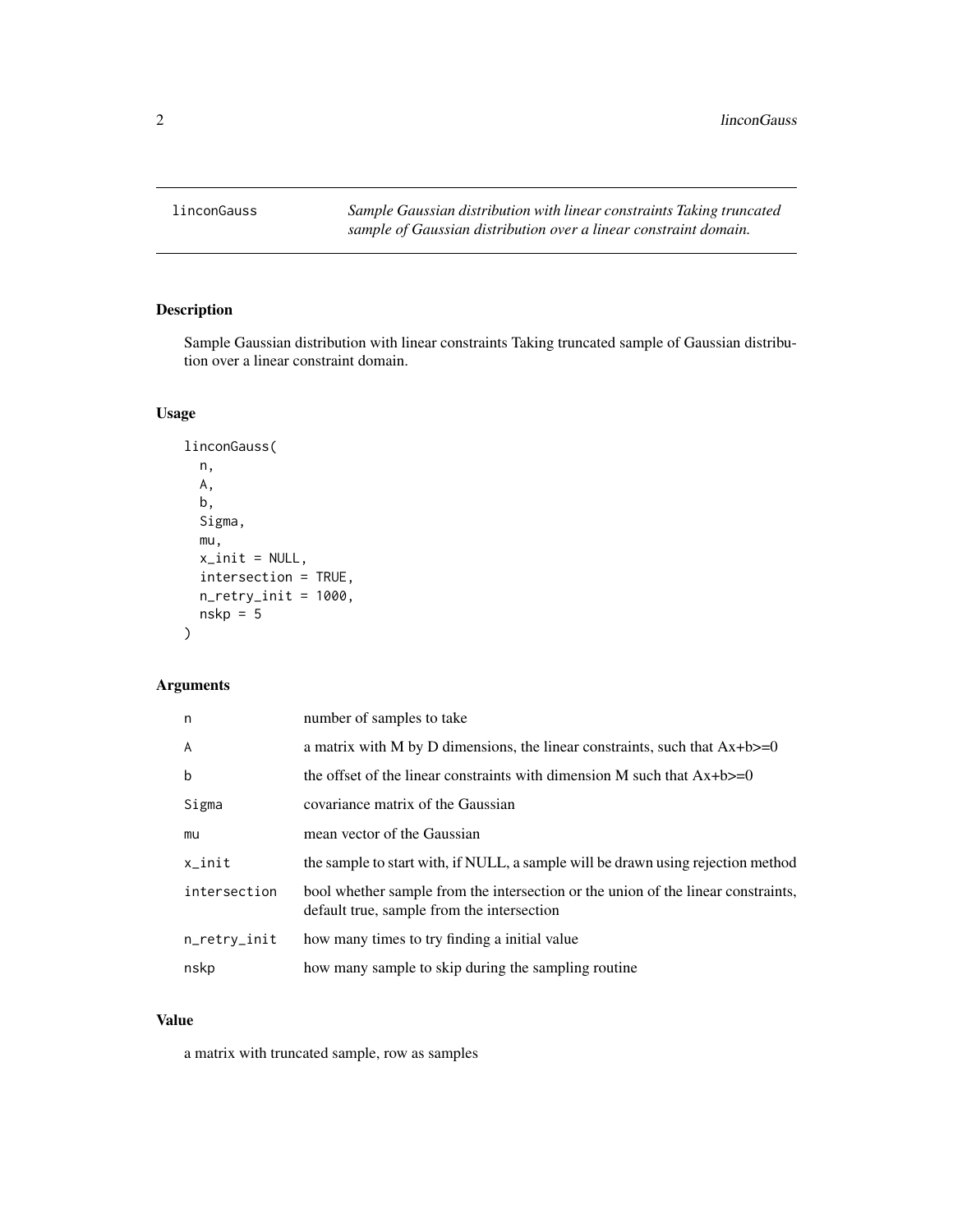`linconGauss` *Sample Gaussian distribution with linear constraints Taking truncated sample of Gaussian distribution over a linear constraint domain.*

## Description

Sample Gaussian distribution with linear constraints Taking truncated sample of Gaussian distribution over a linear constraint domain.

## Usage

```
linconGauss(
  n,
  A,
  b,
  Sigma,
  mu,
  x_init = NULL,
  intersection = TRUE,
  n_retry_init = 1000,
  nskp = 5
)
```

## Arguments

| | |
|---|---|
| `n` | number of samples to take |
| `A` | a matrix with M by D dimensions, the linear constraints, such that Ax+b>=0 |
| `b` | the offset of the linear constraints with dimension M such that Ax+b>=0 |
| `Sigma` | covariance matrix of the Gaussian |
| `mu` | mean vector of the Gaussian |
| `x_init` | the sample to start with, if NULL, a sample will be drawn using rejection method |
| `intersection` | bool whether sample from the intersection or the union of the linear constraints, default true, sample from the intersection |
| `n_retry_init` | how many times to try finding a initial value |
| `nskp` | how many sample to skip during the sampling routine |

## Value

a matrix with truncated sample, row as samples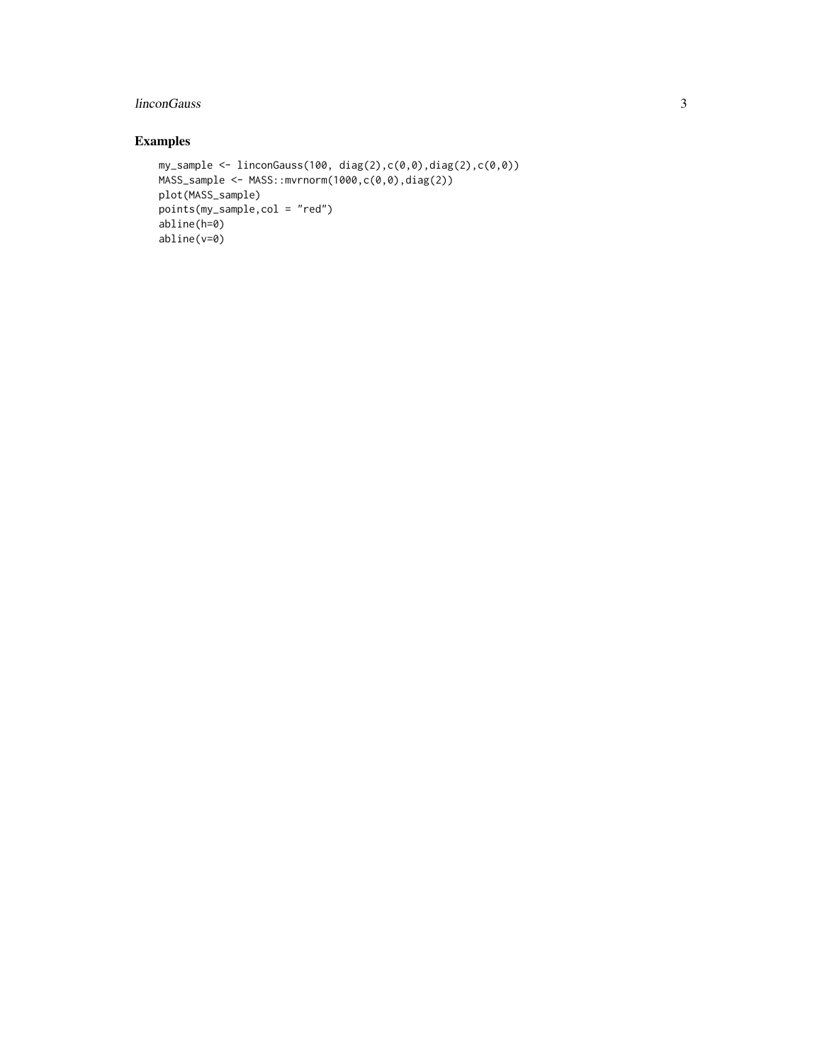## Examples

```
my_sample <- linconGauss(100, diag(2),c(0,0),diag(2),c(0,0))
MASS_sample <- MASS::mvrnorm(1000,c(0,0),diag(2))
plot(MASS_sample)
points(my_sample,col = "red")
abline(h=0)
abline(v=0)
```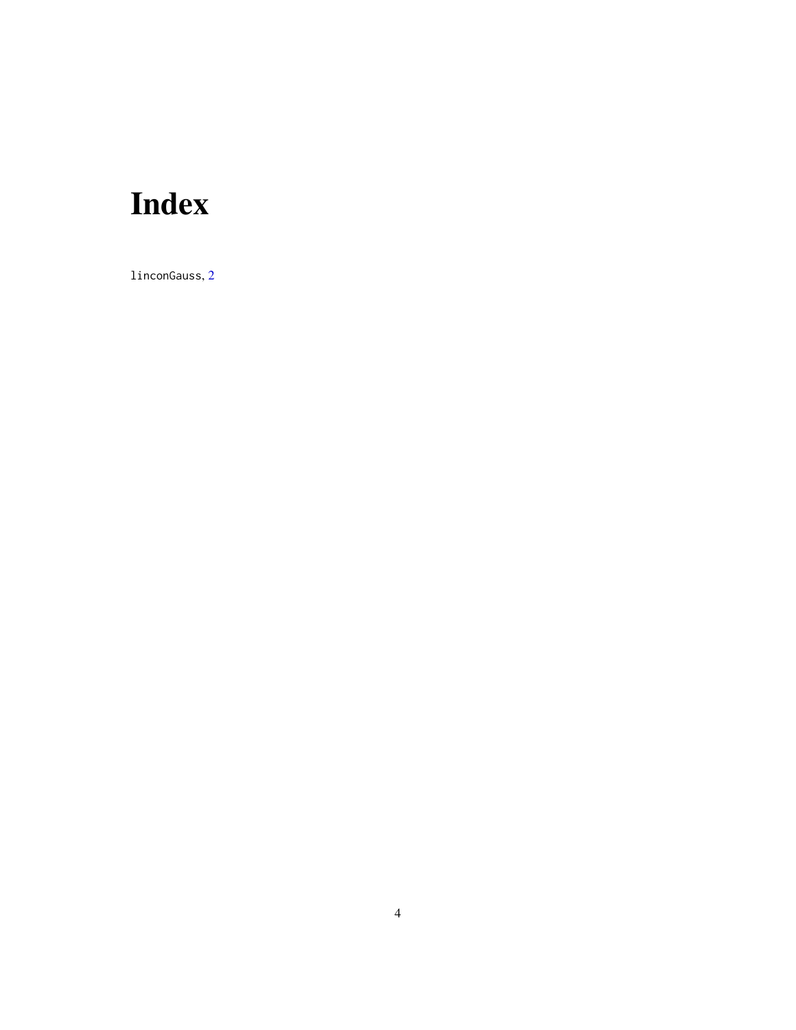# Index

`linconGauss`, 2